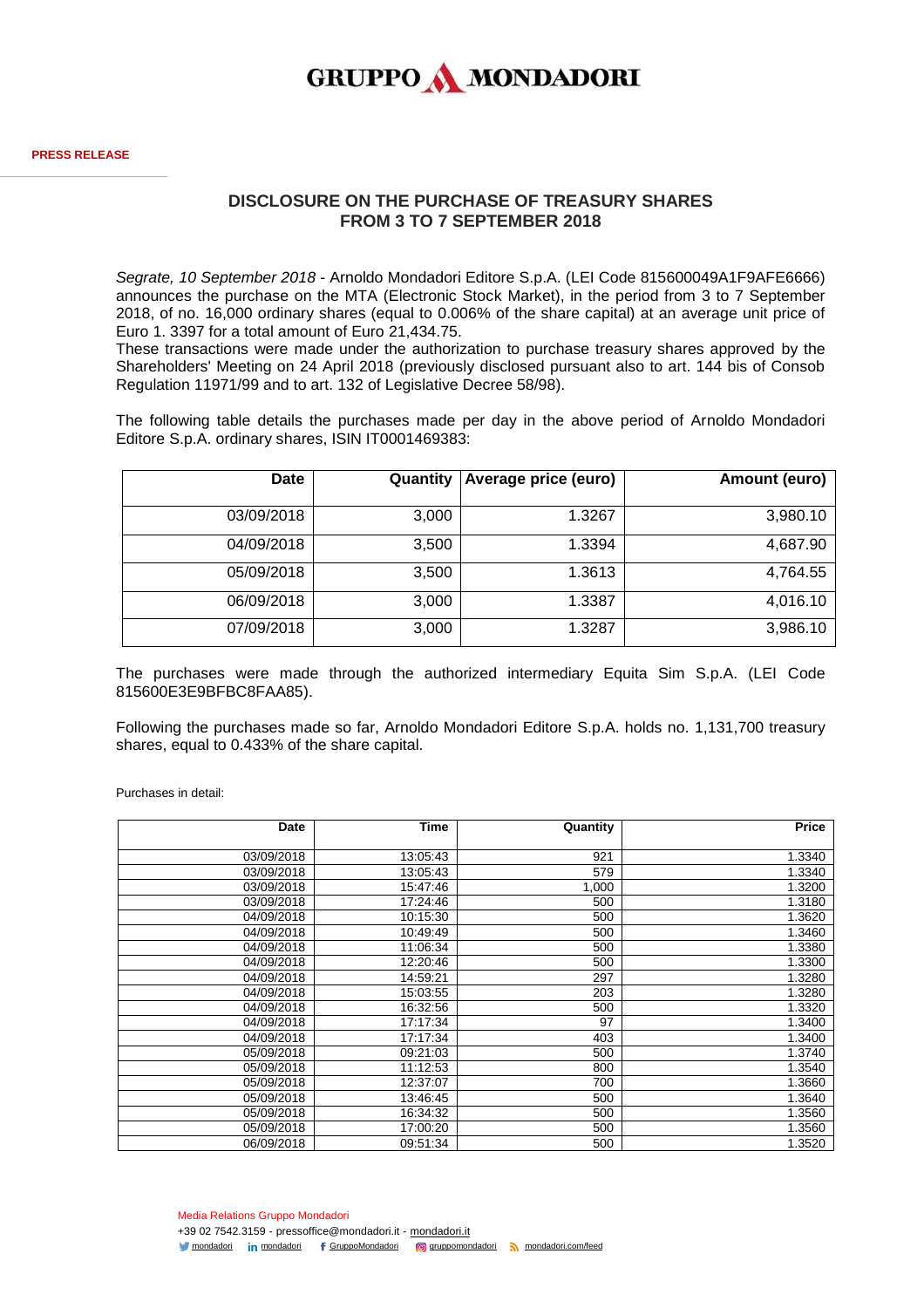GRUPPO MONDADORI

PRESS RELEASE

## DISCLOSURE ON THE PURCHASE OF TREASURY SHARES FROM 3 TO 7 SEPTEMBER 2018

*Segrate, 10 September 2018* - Arnoldo Mondadori Editore S.p.A. (LEI Code 815600049A1F9AFE6666) announces the purchase on the MTA (Electronic Stock Market), in the period from 3 to 7 September 2018, of no. 16,000 ordinary shares (equal to 0.006% of the share capital) at an average unit price of Euro 1. 3397 for a total amount of Euro 21,434.75.
These transactions were made under the authorization to purchase treasury shares approved by the Shareholders' Meeting on 24 April 2018 (previously disclosed pursuant also to art. 144 bis of Consob Regulation 11971/99 and to art. 132 of Legislative Decree 58/98).

The following table details the purchases made per day in the above period of Arnoldo Mondadori Editore S.p.A. ordinary shares, ISIN IT0001469383:

| Date | Quantity | Average price (euro) | Amount (euro) |
|---|---|---|---|
| 03/09/2018 | 3,000 | 1.3267 | 3,980.10 |
| 04/09/2018 | 3,500 | 1.3394 | 4,687.90 |
| 05/09/2018 | 3,500 | 1.3613 | 4,764.55 |
| 06/09/2018 | 3,000 | 1.3387 | 4,016.10 |
| 07/09/2018 | 3,000 | 1.3287 | 3,986.10 |

The purchases were made through the authorized intermediary Equita Sim S.p.A. (LEI Code 815600E3E9BFBC8FAA85).

Following the purchases made so far, Arnoldo Mondadori Editore S.p.A. holds no. 1,131,700 treasury shares, equal to 0.433% of the share capital.

Purchases in detail:

| Date | Time | Quantity | Price |
|---|---|---|---|
| 03/09/2018 | 13:05:43 | 921 | 1.3340 |
| 03/09/2018 | 13:05:43 | 579 | 1.3340 |
| 03/09/2018 | 15:47:46 | 1,000 | 1.3200 |
| 03/09/2018 | 17:24:46 | 500 | 1.3180 |
| 04/09/2018 | 10:15:30 | 500 | 1.3620 |
| 04/09/2018 | 10:49:49 | 500 | 1.3460 |
| 04/09/2018 | 11:06:34 | 500 | 1.3380 |
| 04/09/2018 | 12:20:46 | 500 | 1.3300 |
| 04/09/2018 | 14:59:21 | 297 | 1.3280 |
| 04/09/2018 | 15:03:55 | 203 | 1.3280 |
| 04/09/2018 | 16:32:56 | 500 | 1.3320 |
| 04/09/2018 | 17:17:34 | 97 | 1.3400 |
| 04/09/2018 | 17:17:34 | 403 | 1.3400 |
| 05/09/2018 | 09:21:03 | 500 | 1.3740 |
| 05/09/2018 | 11:12:53 | 800 | 1.3540 |
| 05/09/2018 | 12:37:07 | 700 | 1.3660 |
| 05/09/2018 | 13:46:45 | 500 | 1.3640 |
| 05/09/2018 | 16:34:32 | 500 | 1.3560 |
| 05/09/2018 | 17:00:20 | 500 | 1.3560 |
| 06/09/2018 | 09:51:34 | 500 | 1.3520 |

Media Relations Gruppo Mondadori
+39 02 7542.3159 - pressoffice@mondadori.it - mondadori.it
mondadori   mondadori   GruppoMondadori   gruppomondadori   mondadori.com/feed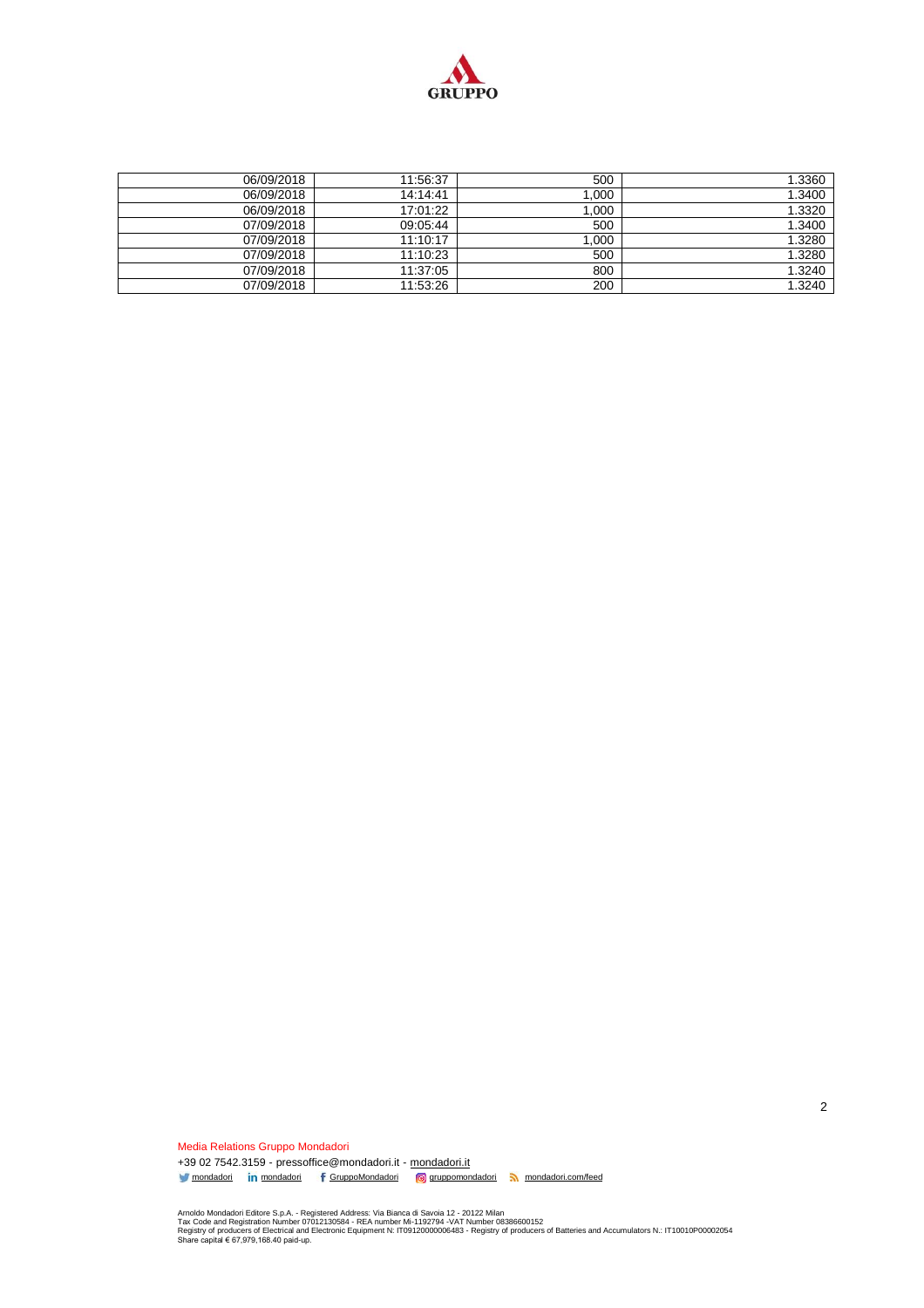| | | | |
|---|---|---|---|
| 06/09/2018 | 11:56:37 | 500 | 1.3360 |
| 06/09/2018 | 14:14:41 | 1,000 | 1.3400 |
| 06/09/2018 | 17:01:22 | 1,000 | 1.3320 |
| 07/09/2018 | 09:05:44 | 500 | 1.3400 |
| 07/09/2018 | 11:10:17 | 1,000 | 1.3280 |
| 07/09/2018 | 11:10:23 | 500 | 1.3280 |
| 07/09/2018 | 11:37:05 | 800 | 1.3240 |
| 07/09/2018 | 11:53:26 | 200 | 1.3240 |

Media Relations Gruppo Mondadori
+39 02 7542.3159 - pressoffice@mondadori.it - mondadori.it
mondadori   mondadori   GruppoMondadori   gruppomondadori   mondadori.com/feed

Arnoldo Mondadori Editore S.p.A. - Registered Address: Via Bianca di Savoia 12 - 20122 Milan
Tax Code and Registration Number 07012130584 - REA number Mi-1192794 -VAT Number 08386600152
Registry of producers of Electrical and Electronic Equipment N: IT09120000006483 - Registry of producers of Batteries and Accumulators N.: IT10010P00002054
Share capital € 67,979,168.40 paid-up.